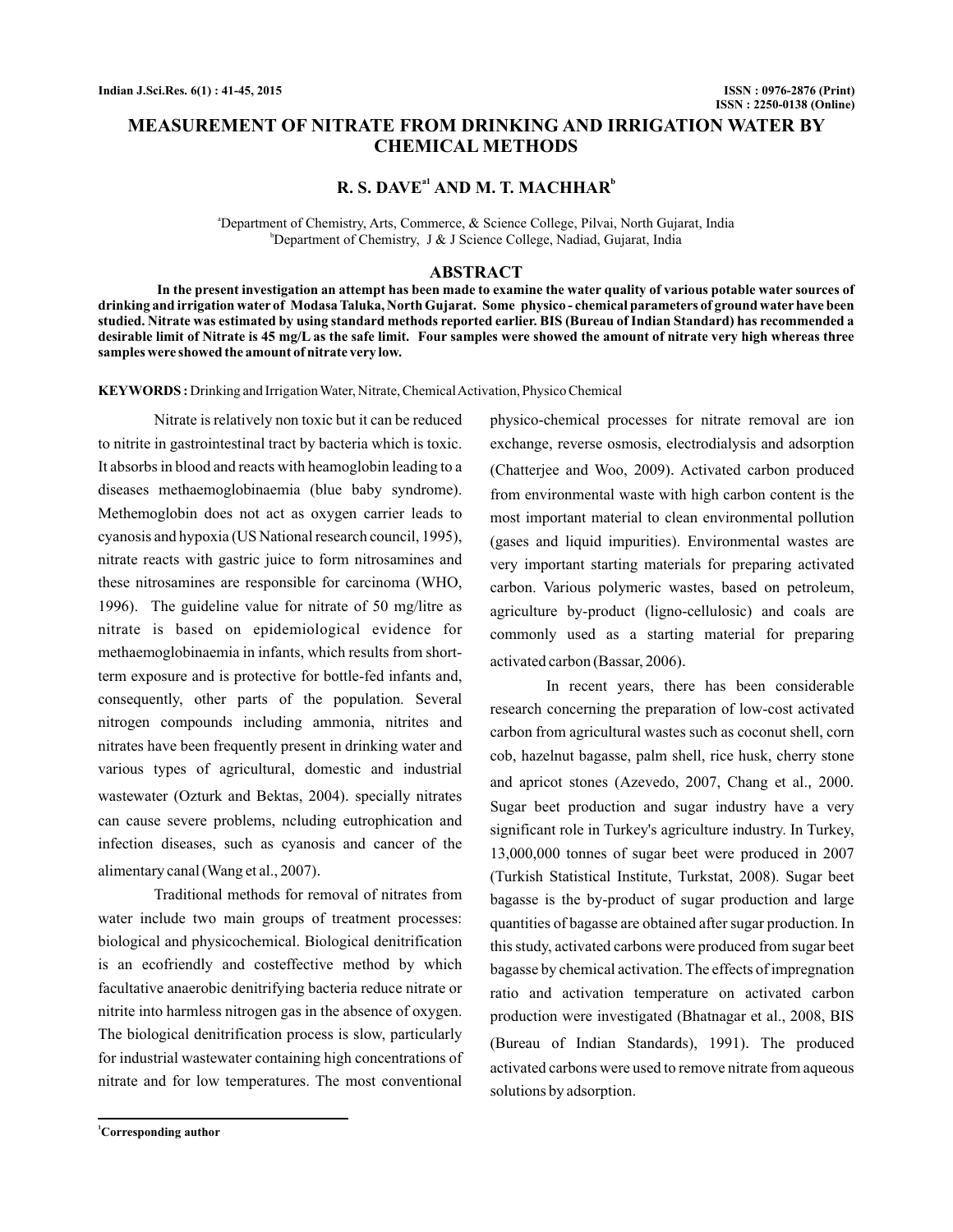# MEASUREMENT OF NITRATE FROM DRINKING AND IRRIGATION WATER BY CHEMICAL METHODS

**R. S. DAVE[a1] AND M. T. MACHHAR[b]**

[a]Department of Chemistry, Arts, Commerce, & Science College, Pilvai, North Gujarat, India
[b]Department of Chemistry, J & J Science College, Nadiad, Gujarat, India

## ABSTRACT

**In the present investigation an attempt has been made to examine the water quality of various potable water sources of drinking and irrigation water of Modasa Taluka, North Gujarat. Some physico - chemical parameters of ground water have been studied. Nitrate was estimated by using standard methods reported earlier. BIS (Bureau of Indian Standard) has recommended a desirable limit of Nitrate is 45 mg/L as the safe limit. Four samples were showed the amount of nitrate very high whereas three samples were showed the amount of nitrate very low.**

**KEYWORDS :** Drinking and Irrigation Water, Nitrate, Chemical Activation, Physico Chemical

Nitrate is relatively non toxic but it can be reduced to nitrite in gastrointestinal tract by bacteria which is toxic. It absorbs in blood and reacts with heamoglobin leading to a diseases methaemoglobinaemia (blue baby syndrome). Methemoglobin does not act as oxygen carrier leads to cyanosis and hypoxia (US National research council, 1995), nitrate reacts with gastric juice to form nitrosamines and these nitrosamines are responsible for carcinoma (WHO, 1996). The guideline value for nitrate of 50 mg/litre as nitrate is based on epidemiological evidence for methaemoglobinaemia in infants, which results from short-term exposure and is protective for bottle-fed infants and, consequently, other parts of the population. Several nitrogen compounds including ammonia, nitrites and nitrates have been frequently present in drinking water and various types of agricultural, domestic and industrial wastewater (Ozturk and Bektas, 2004). specially nitrates can cause severe problems, ncluding eutrophication and infection diseases, such as cyanosis and cancer of the alimentary canal (Wang et al., 2007).

Traditional methods for removal of nitrates from water include two main groups of treatment processes: biological and physicochemical. Biological denitrification is an ecofriendly and costeffective method by which facultative anaerobic denitrifying bacteria reduce nitrate or nitrite into harmless nitrogen gas in the absence of oxygen. The biological denitrification process is slow, particularly for industrial wastewater containing high concentrations of nitrate and for low temperatures. The most conventional physico-chemical processes for nitrate removal are ion exchange, reverse osmosis, electrodialysis and adsorption (Chatterjee and Woo, 2009). Activated carbon produced from environmental waste with high carbon content is the most important material to clean environmental pollution (gases and liquid impurities). Environmental wastes are very important starting materials for preparing activated carbon. Various polymeric wastes, based on petroleum, agriculture by-product (ligno-cellulosic) and coals are commonly used as a starting material for preparing activated carbon (Bassar, 2006).

In recent years, there has been considerable research concerning the preparation of low-cost activated carbon from agricultural wastes such as coconut shell, corn cob, hazelnut bagasse, palm shell, rice husk, cherry stone and apricot stones (Azevedo, 2007, Chang et al., 2000. Sugar beet production and sugar industry have a very significant role in Turkey's agriculture industry. In Turkey, 13,000,000 tonnes of sugar beet were produced in 2007 (Turkish Statistical Institute, Turkstat, 2008). Sugar beet bagasse is the by-product of sugar production and large quantities of bagasse are obtained after sugar production. In this study, activated carbons were produced from sugar beet bagasse by chemical activation. The effects of impregnation ratio and activation temperature on activated carbon production were investigated (Bhatnagar et al., 2008, BIS (Bureau of Indian Standards), 1991). The produced activated carbons were used to remove nitrate from aqueous solutions by adsorption.

[1]Corresponding author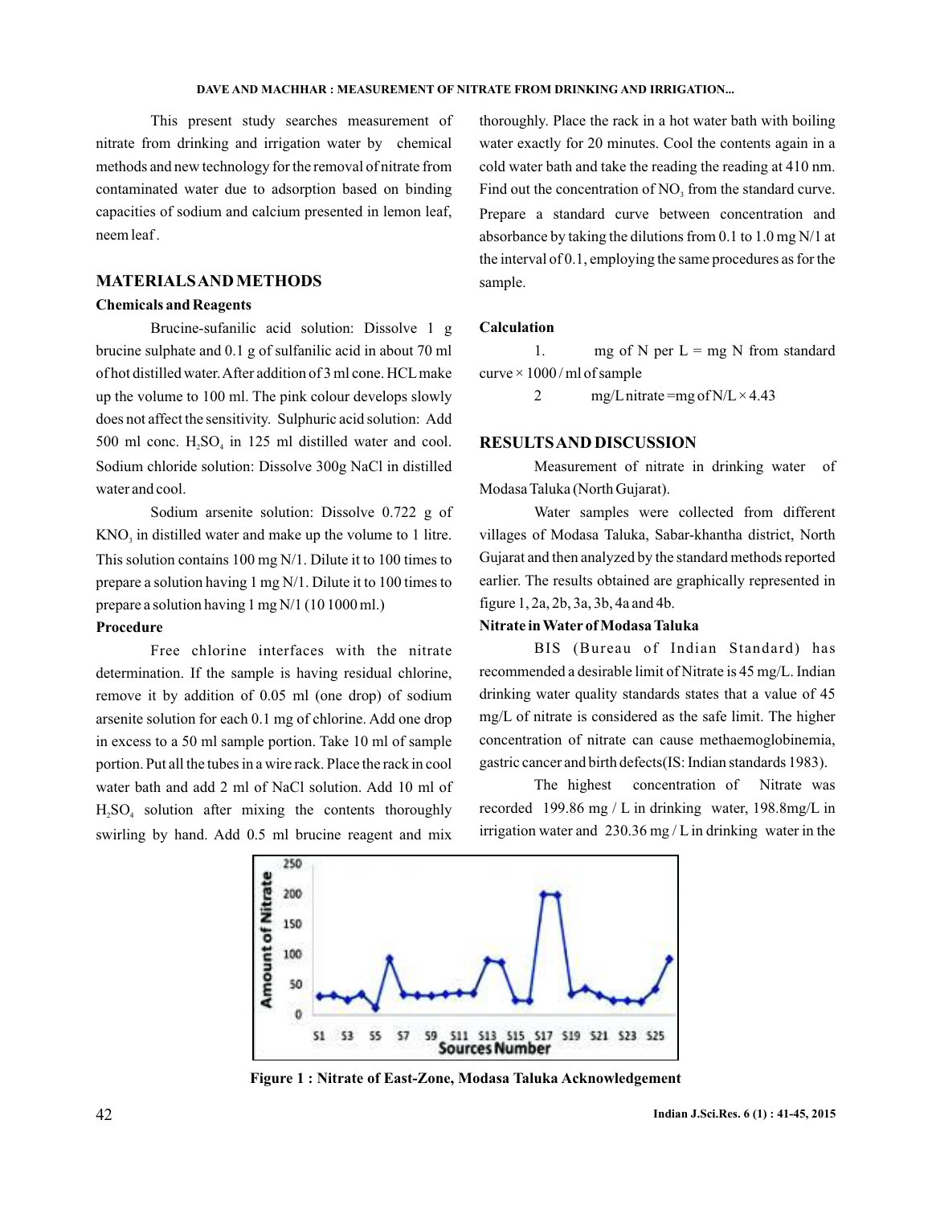This present study searches measurement of nitrate from drinking and irrigation water by chemical methods and new technology for the removal of nitrate from contaminated water due to adsorption based on binding capacities of sodium and calcium presented in lemon leaf, neem leaf.

## MATERIALS AND METHODS

### Chemicals and Reagents

Brucine-sufanilic acid solution: Dissolve 1 g brucine sulphate and 0.1 g of sulfanilic acid in about 70 ml of hot distilled water. After addition of 3 ml conc. HCL make up the volume to 100 ml. The pink colour develops slowly does not affect the sensitivity. Sulphuric acid solution: Add 500 ml conc. $H_2SO_4$ in 125 ml distilled water and cool. Sodium chloride solution: Dissolve 300g NaCl in distilled water and cool.

Sodium arsenite solution: Dissolve 0.722 g of $KNO_3$ in distilled water and make up the volume to 1 litre. This solution contains 100 mg N/1. Dilute it to 100 times to prepare a solution having 1 mg N/1. Dilute it to 100 times to prepare a solution having 1 mg N/1 (10 1000 ml.)

### Procedure

Free chlorine interfaces with the nitrate determination. If the sample is having residual chlorine, remove it by addition of 0.05 ml (one drop) of sodium arsenite solution for each 0.1 mg of chlorine. Add one drop in excess to a 50 ml sample portion. Take 10 ml of sample portion. Put all the tubes in a wire rack. Place the rack in cool water bath and add 2 ml of NaCl solution. Add 10 ml of $H_2SO_4$ solution after mixing the contents thoroughly swirling by hand. Add 0.5 ml brucine reagent and mix thoroughly. Place the rack in a hot water bath with boiling water exactly for 20 minutes. Cool the contents again in a cold water bath and take the reading the reading at 410 nm. Find out the concentration of $NO_3$ from the standard curve. Prepare a standard curve between concentration and absorbance by taking the dilutions from 0.1 to 1.0 mg N/1 at the interval of 0.1, employing the same procedures as for the sample.

### Calculation

1. mg of N per L = mg N from standard curve × 1000 / ml of sample

2. mg/L nitrate = mg of N/L × 4.43

## RESULTS AND DISCUSSION

Measurement of nitrate in drinking water of Modasa Taluka (North Gujarat).

Water samples were collected from different villages of Modasa Taluka, Sabar-khantha district, North Gujarat and then analyzed by the standard methods reported earlier. The results obtained are graphically represented in figure 1, 2a, 2b, 3a, 3b, 4a and 4b.

### Nitrate in Water of Modasa Taluka

BIS (Bureau of Indian Standard) has recommended a desirable limit of Nitrate is 45 mg/L. Indian drinking water quality standards states that a value of 45 mg/L of nitrate is considered as the safe limit. The higher concentration of nitrate can cause methaemoglobinemia, gastric cancer and birth defects(IS: Indian standards 1983).

The highest concentration of Nitrate was recorded 199.86 mg / L in drinking water, 198.8mg/L in irrigation water and 230.36 mg / L in drinking water in the

**Figure 1 : Nitrate of East-Zone, Modasa Taluka Acknowledgement**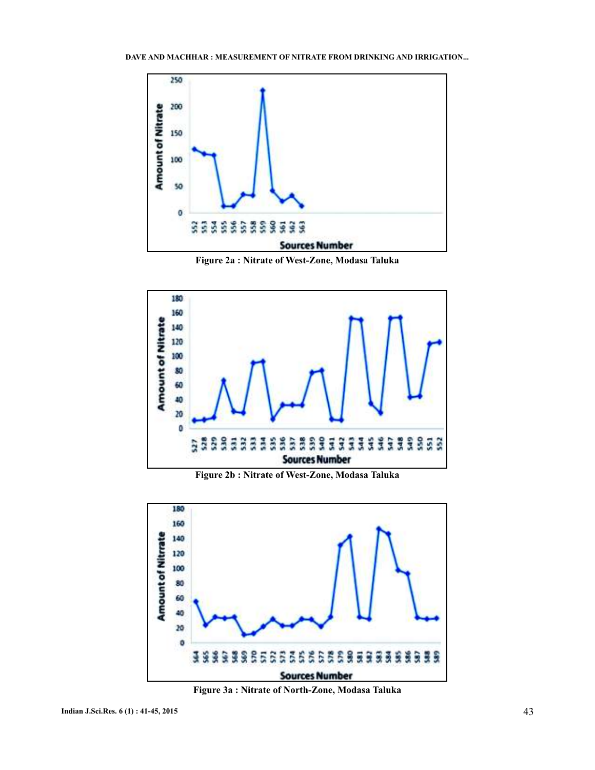Figure 2a : Nitrate of West-Zone, Modasa Taluka

Figure 2b : Nitrate of West-Zone, Modasa Taluka

Figure 3a : Nitrate of North-Zone, Modasa Taluka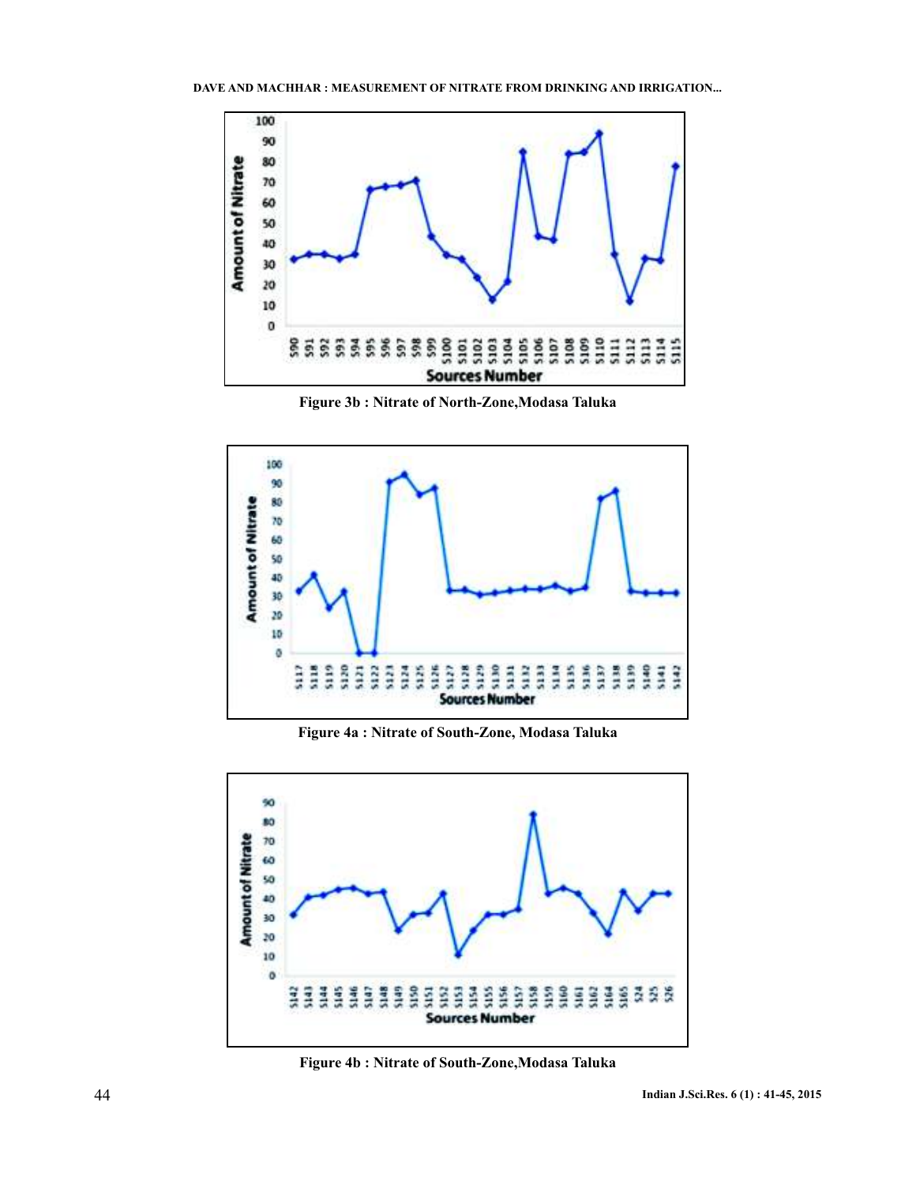Figure 3b : Nitrate of North-Zone,Modasa Taluka

Figure 4a : Nitrate of South-Zone, Modasa Taluka

Figure 4b : Nitrate of South-Zone,Modasa Taluka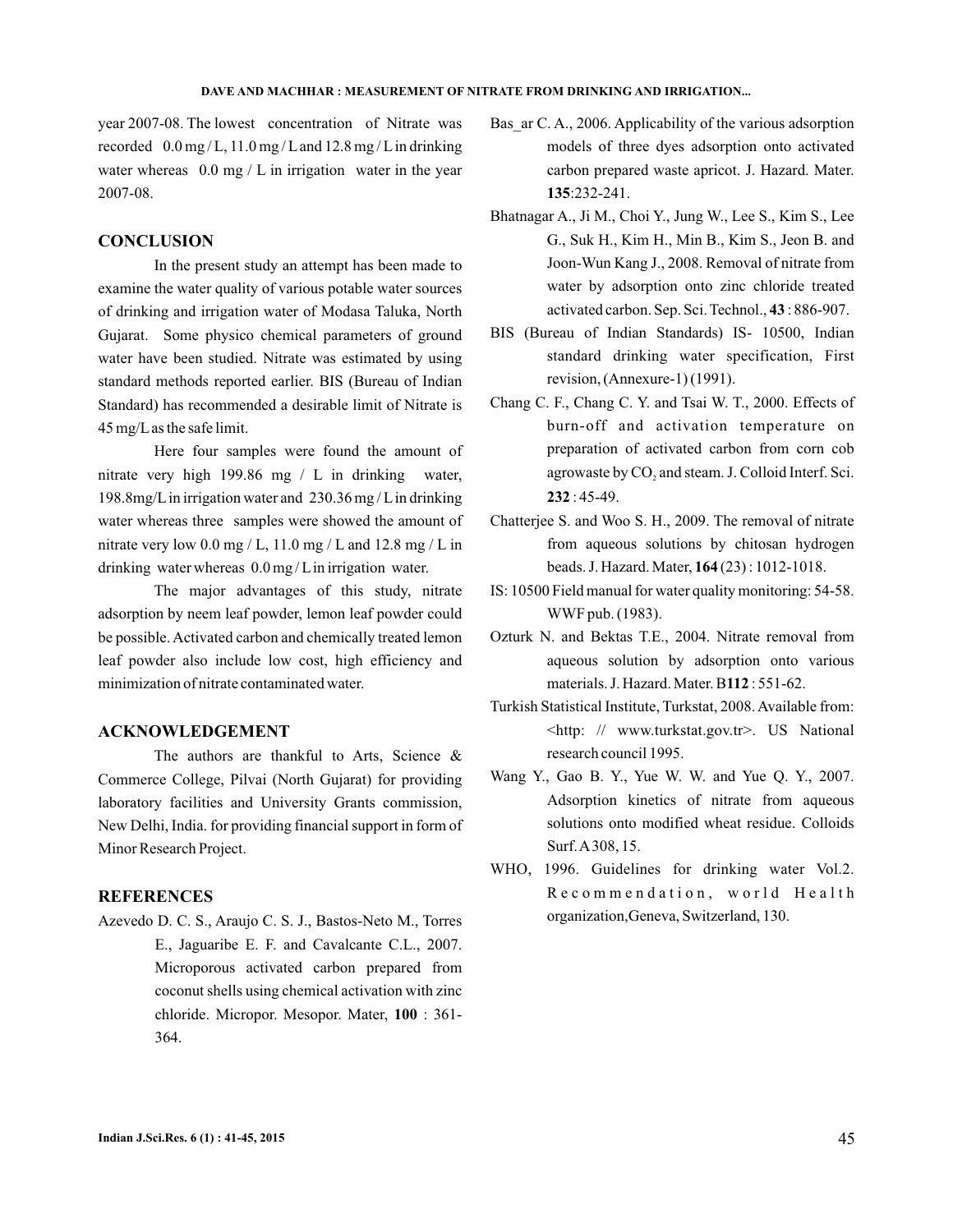year 2007-08. The lowest concentration of Nitrate was recorded 0.0 mg / L, 11.0 mg / L and 12.8 mg / L in drinking water whereas 0.0 mg / L in irrigation water in the year 2007-08.

## CONCLUSION

In the present study an attempt has been made to examine the water quality of various potable water sources of drinking and irrigation water of Modasa Taluka, North Gujarat. Some physico chemical parameters of ground water have been studied. Nitrate was estimated by using standard methods reported earlier. BIS (Bureau of Indian Standard) has recommended a desirable limit of Nitrate is 45 mg/L as the safe limit.

Here four samples were found the amount of nitrate very high 199.86 mg / L in drinking water, 198.8mg/L in irrigation water and 230.36 mg / L in drinking water whereas three samples were showed the amount of nitrate very low 0.0 mg / L, 11.0 mg / L and 12.8 mg / L in drinking water whereas 0.0 mg / L in irrigation water.

The major advantages of this study, nitrate adsorption by neem leaf powder, lemon leaf powder could be possible. Activated carbon and chemically treated lemon leaf powder also include low cost, high efficiency and minimization of nitrate contaminated water.

## ACKNOWLEDGEMENT

The authors are thankful to Arts, Science & Commerce College, Pilvai (North Gujarat) for providing laboratory facilities and University Grants commission, New Delhi, India. for providing financial support in form of Minor Research Project.

## REFERENCES

Azevedo D. C. S., Araujo C. S. J., Bastos-Neto M., Torres E., Jaguaribe E. F. and Cavalcante C.L., 2007. Microporous activated carbon prepared from coconut shells using chemical activation with zinc chloride. Micropor. Mesopor. Mater, **100** : 361-364.

Bas_ar C. A., 2006. Applicability of the various adsorption models of three dyes adsorption onto activated carbon prepared waste apricot. J. Hazard. Mater. **135**:232-241.

Bhatnagar A., Ji M., Choi Y., Jung W., Lee S., Kim S., Lee G., Suk H., Kim H., Min B., Kim S., Jeon B. and Joon-Wun Kang J., 2008. Removal of nitrate from water by adsorption onto zinc chloride treated activated carbon. Sep. Sci. Technol., **43** : 886-907.

BIS (Bureau of Indian Standards) IS- 10500, Indian standard drinking water specification, First revision, (Annexure-1) (1991).

Chang C. F., Chang C. Y. and Tsai W. T., 2000. Effects of burn-off and activation temperature on preparation of activated carbon from corn cob agrowaste by $CO_2$ and steam. J. Colloid Interf. Sci. **232** : 45-49.

Chatterjee S. and Woo S. H., 2009. The removal of nitrate from aqueous solutions by chitosan hydrogen beads. J. Hazard. Mater, **164** (23) : 1012-1018.

IS: 10500 Field manual for water quality monitoring: 54-58. WWF pub. (1983).

Ozturk N. and Bektas T.E., 2004. Nitrate removal from aqueous solution by adsorption onto various materials. J. Hazard. Mater. B**112** : 551-62.

Turkish Statistical Institute, Turkstat, 2008. Available from: <http: // www.turkstat.gov.tr>. US National research council 1995.

Wang Y., Gao B. Y., Yue W. W. and Yue Q. Y., 2007. Adsorption kinetics of nitrate from aqueous solutions onto modified wheat residue. Colloids Surf. A 308, 15.

WHO, 1996. Guidelines for drinking water Vol.2. Recommendation, world Health organization,Geneva, Switzerland, 130.